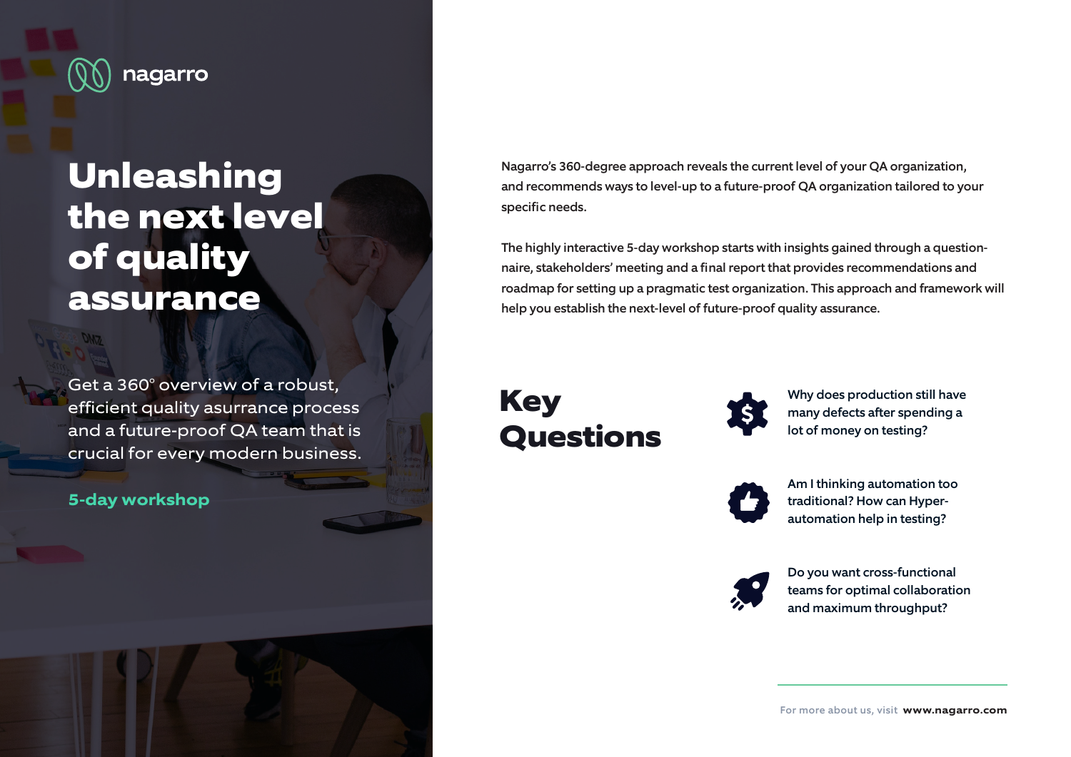nagarro

# Unleashing the next level of quality assurance

Get a 360° overview of a robust, efficient quality asurrance process and a future-proof QA team that is crucial for every modern business.

**5-day workshop**

Nagarro's 360-degree approach reveals the current level of your QA organization, and recommends ways to level-up to a future-proof QA organization tailored to your specific needs.

The highly interactive 5-day workshop starts with insights gained through a questionnaire, stakeholders' meeting and a final report that provides recommendations and roadmap for setting up a pragmatic test organization. This approach and framework will help you establish the next-level of future-proof quality assurance.

## Key Questions

- Why does production still have many defects after spending a lot of money on testing?
- Am I thinking automation too traditional? How can Hyper-automation help in testing?
- Do you want cross-functional teams for optimal collaboration and maximum throughput?

For more about us, visit **www.nagarro.com**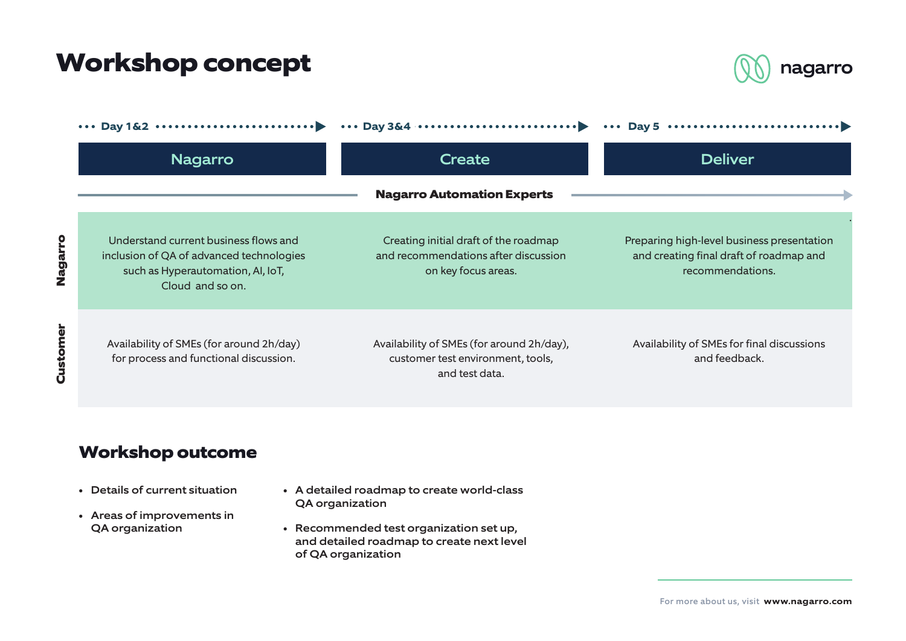# Workshop concept

| | Day 1&2 | Day 3&4 | Day 5 |
|---|---|---|---|
| | **Nagarro** | **Create** | **Deliver** |
| | **Nagarro Automation Experts** | | |
| **Nagarro** | Understand current business flows and inclusion of QA of advanced technologies such as Hyperautomation, AI, IoT, Cloud and so on. | Creating initial draft of the roadmap and recommendations after discussion on key focus areas. | Preparing high-level business presentation and creating final draft of roadmap and recommendations. |
| **Customer** | Availability of SMEs (for around 2h/day) for process and functional discussion. | Availability of SMEs (for around 2h/day), customer test environment, tools, and test data. | Availability of SMEs for final discussions and feedback. |

## Workshop outcome

- Details of current situation
- Areas of improvements in QA organization
- A detailed roadmap to create world-class QA organization
- Recommended test organization set up, and detailed roadmap to create next level of QA organization

For more about us, visit **www.nagarro.com**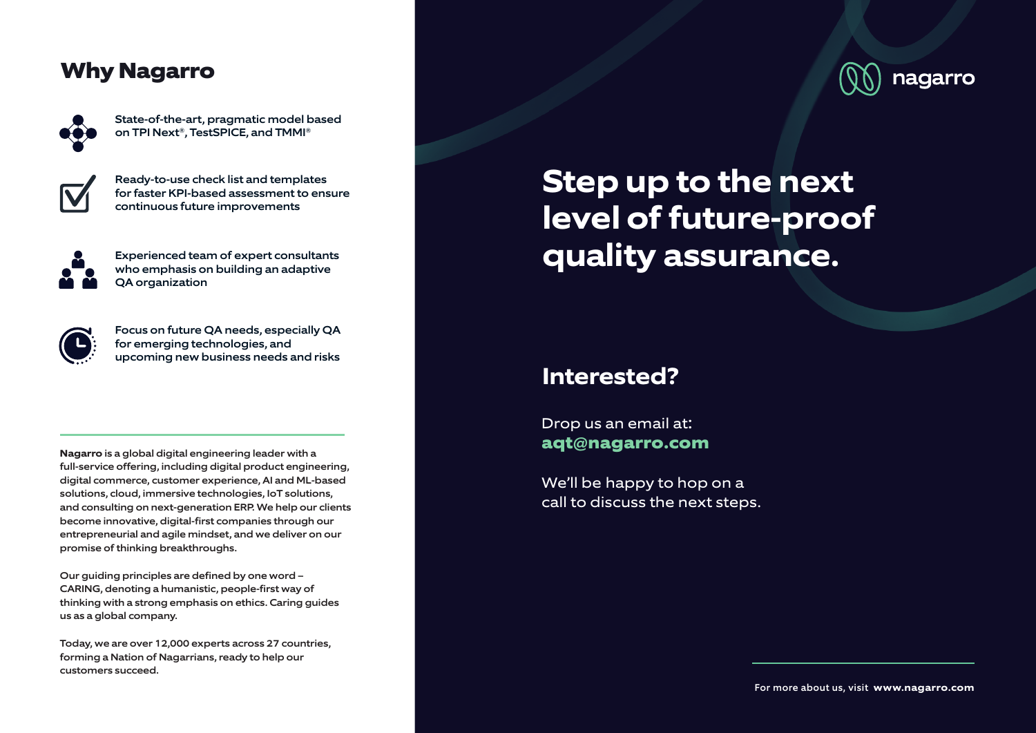## Why Nagarro

- State-of-the-art, pragmatic model based on TPI Next®, TestSPICE, and TMMI®
- Ready-to-use check list and templates for faster KPI-based assessment to ensure continuous future improvements
- Experienced team of expert consultants who emphasis on building an adaptive QA organization
- Focus on future QA needs, especially QA for emerging technologies, and upcoming new business needs and risks

**Nagarro** is a global digital engineering leader with a full-service offering, including digital product engineering, digital commerce, customer experience, AI and ML-based solutions, cloud, immersive technologies, IoT solutions, and consulting on next-generation ERP. We help our clients become innovative, digital-first companies through our entrepreneurial and agile mindset, and we deliver on our promise of thinking breakthroughs.

Our guiding principles are defined by one word – CARING, denoting a humanistic, people-first way of thinking with a strong emphasis on ethics. Caring guides us as a global company.

Today, we are over 12,000 experts across 27 countries, forming a Nation of Nagarrians, ready to help our customers succeed.

nagarro

# Step up to the next level of future-proof quality assurance.

## Interested?

Drop us an email at:
**aqt@nagarro.com**

We'll be happy to hop on a call to discuss the next steps.

For more about us, visit **www.nagarro.com**